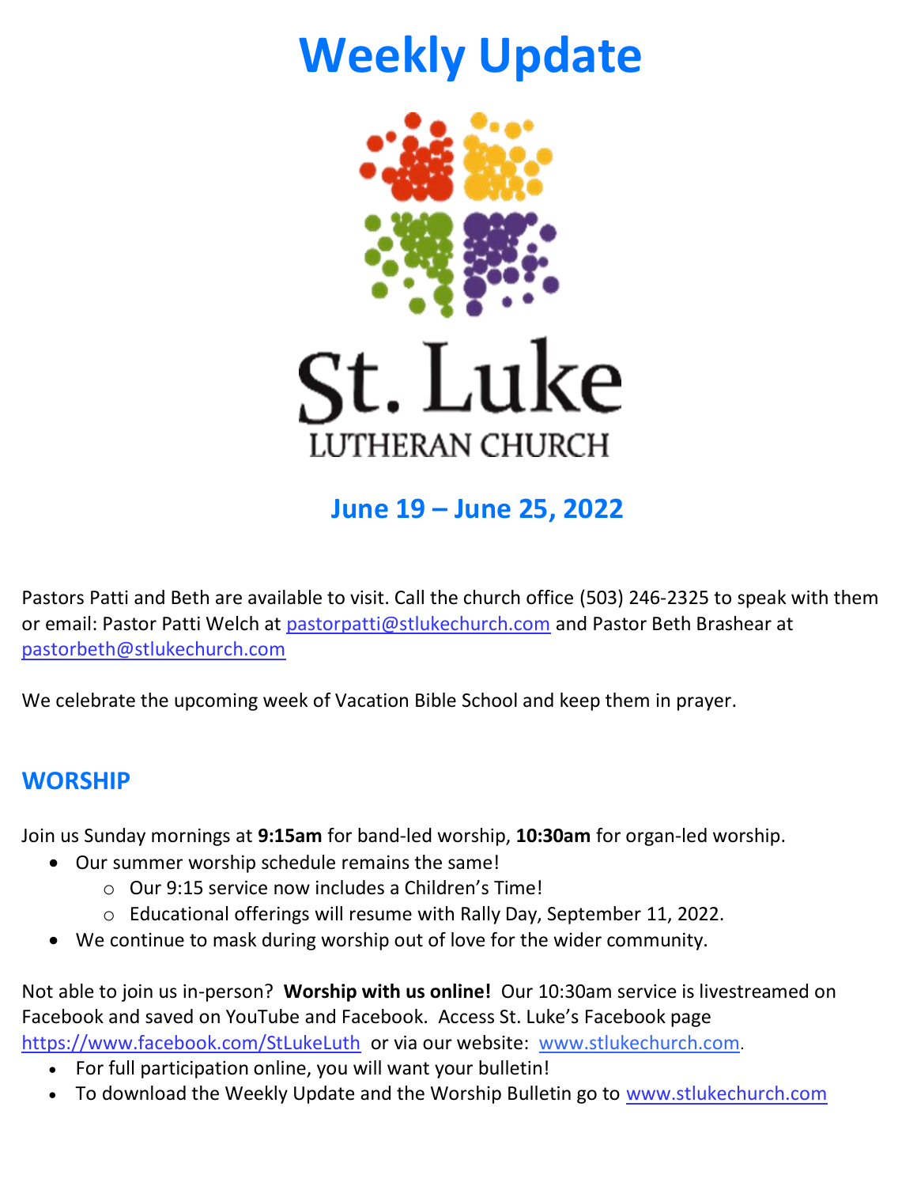# Weekly Update

St. Luke
LUTHERAN CHURCH

## June 19 – June 25, 2022

Pastors Patti and Beth are available to visit. Call the church office (503) 246-2325 to speak with them or email: Pastor Patti Welch at pastorpatti@stlukechurch.com and Pastor Beth Brashear at pastorbeth@stlukechurch.com

We celebrate the upcoming week of Vacation Bible School and keep them in prayer.

## WORSHIP

Join us Sunday mornings at **9:15am** for band-led worship, **10:30am** for organ-led worship.

- Our summer worship schedule remains the same!
    - Our 9:15 service now includes a Children's Time!
    - Educational offerings will resume with Rally Day, September 11, 2022.
- We continue to mask during worship out of love for the wider community.

Not able to join us in-person? **Worship with us online!** Our 10:30am service is livestreamed on Facebook and saved on YouTube and Facebook. Access St. Luke's Facebook page https://www.facebook.com/StLukeLuth or via our website: www.stlukechurch.com.

- For full participation online, you will want your bulletin!
- To download the Weekly Update and the Worship Bulletin go to www.stlukechurch.com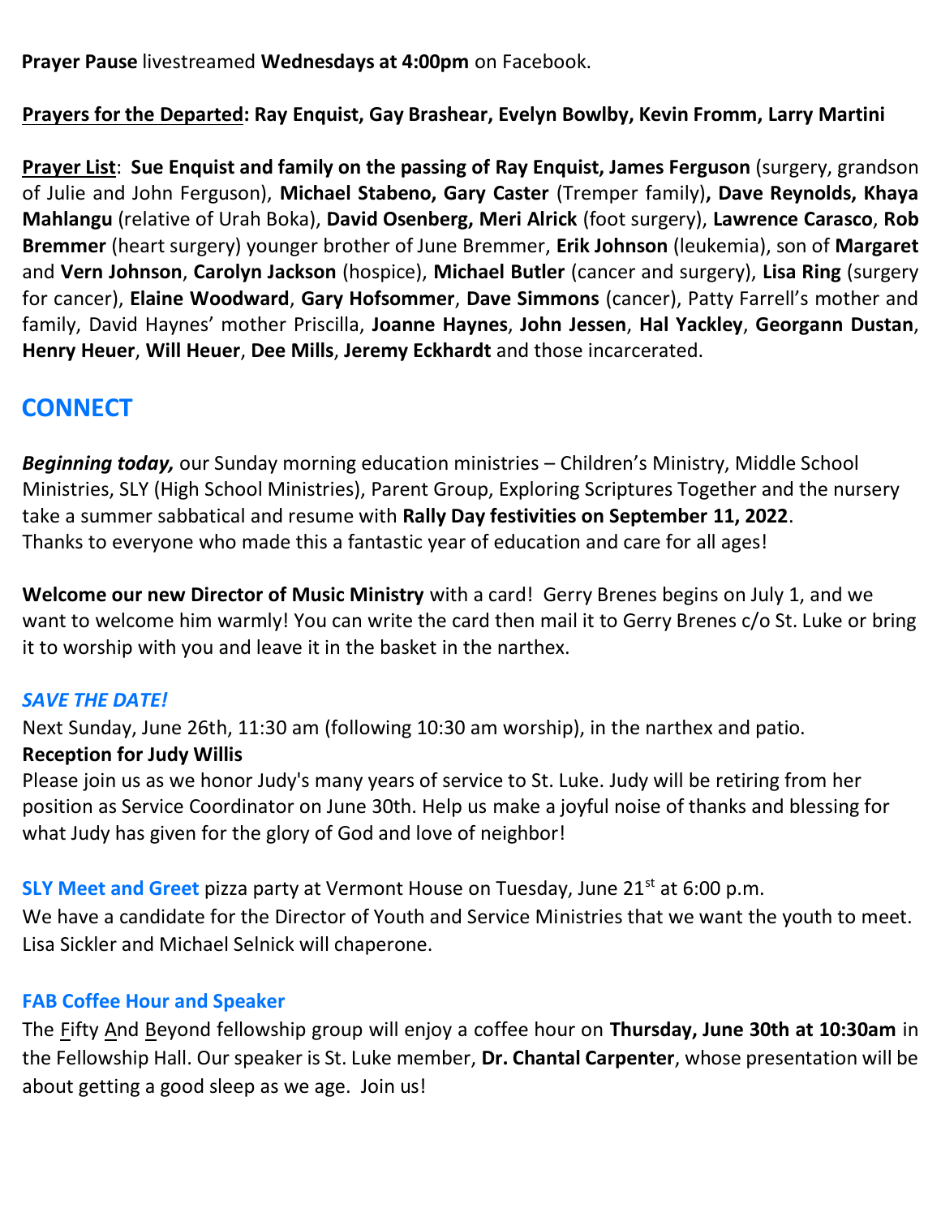**Prayer Pause** livestreamed **Wednesdays at 4:00pm** on Facebook.

**Prayers for the Departed: Ray Enquist, Gay Brashear, Evelyn Bowlby, Kevin Fromm, Larry Martini**

**Prayer List**: **Sue Enquist and family on the passing of Ray Enquist, James Ferguson** (surgery, grandson of Julie and John Ferguson), **Michael Stabeno, Gary Caster** (Tremper family)**, Dave Reynolds, Khaya Mahlangu** (relative of Urah Boka), **David Osenberg, Meri Alrick** (foot surgery), **Lawrence Carasco**, **Rob Bremmer** (heart surgery) younger brother of June Bremmer, **Erik Johnson** (leukemia), son of **Margaret** and **Vern Johnson**, **Carolyn Jackson** (hospice), **Michael Butler** (cancer and surgery), **Lisa Ring** (surgery for cancer), **Elaine Woodward**, **Gary Hofsommer**, **Dave Simmons** (cancer), Patty Farrell's mother and family, David Haynes' mother Priscilla, **Joanne Haynes**, **John Jessen**, **Hal Yackley**, **Georgann Dustan**, **Henry Heuer**, **Will Heuer**, **Dee Mills**, **Jeremy Eckhardt** and those incarcerated.

## CONNECT

***Beginning today,*** our Sunday morning education ministries – Children's Ministry, Middle School Ministries, SLY (High School Ministries), Parent Group, Exploring Scriptures Together and the nursery take a summer sabbatical and resume with **Rally Day festivities on September 11, 2022**.
Thanks to everyone who made this a fantastic year of education and care for all ages!

**Welcome our new Director of Music Ministry** with a card! Gerry Brenes begins on July 1, and we want to welcome him warmly! You can write the card then mail it to Gerry Brenes c/o St. Luke or bring it to worship with you and leave it in the basket in the narthex.

*SAVE THE DATE!*
Next Sunday, June 26th, 11:30 am (following 10:30 am worship), in the narthex and patio.
**Reception for Judy Willis**
Please join us as we honor Judy's many years of service to St. Luke. Judy will be retiring from her position as Service Coordinator on June 30th. Help us make a joyful noise of thanks and blessing for what Judy has given for the glory of God and love of neighbor!

**SLY Meet and Greet** pizza party at Vermont House on Tuesday, June 21st at 6:00 p.m.
We have a candidate for the Director of Youth and Service Ministries that we want the youth to meet. Lisa Sickler and Michael Selnick will chaperone.

**FAB Coffee Hour and Speaker**
The Fifty And Beyond fellowship group will enjoy a coffee hour on **Thursday, June 30th at 10:30am** in the Fellowship Hall. Our speaker is St. Luke member, **Dr. Chantal Carpenter**, whose presentation will be about getting a good sleep as we age. Join us!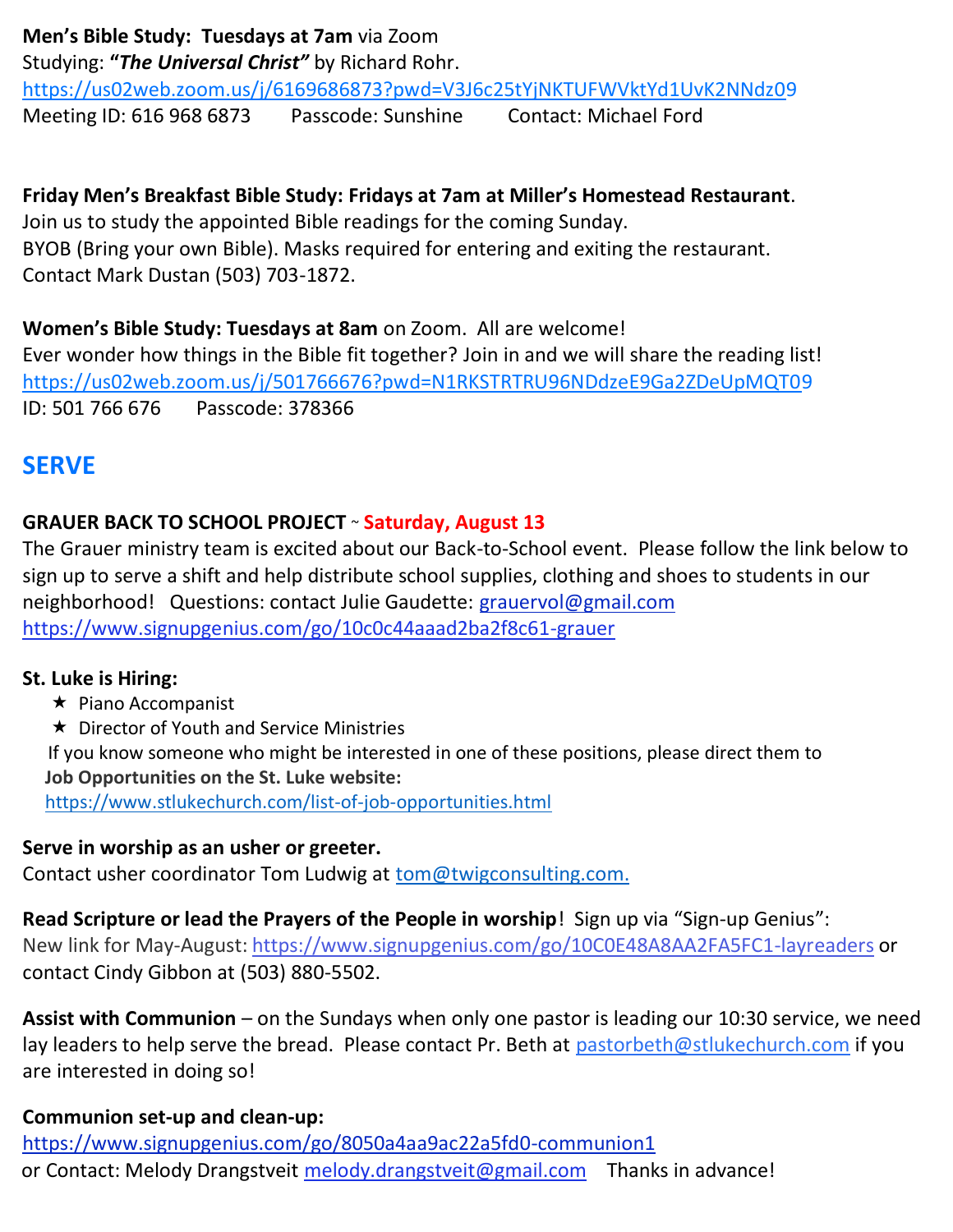**Men's Bible Study: Tuesdays at 7am** via Zoom
Studying: ***"The Universal Christ"*** by Richard Rohr.
https://us02web.zoom.us/j/6169686873?pwd=V3J6c25tYjNKTUFWVktYd1UvK2NNdz09
Meeting ID: 616 968 6873    Passcode: Sunshine    Contact: Michael Ford

**Friday Men's Breakfast Bible Study: Fridays at 7am at Miller's Homestead Restaurant**.
Join us to study the appointed Bible readings for the coming Sunday.
BYOB (Bring your own Bible). Masks required for entering and exiting the restaurant.
Contact Mark Dustan (503) 703-1872.

**Women's Bible Study: Tuesdays at 8am** on Zoom. All are welcome!
Ever wonder how things in the Bible fit together? Join in and we will share the reading list!
https://us02web.zoom.us/j/501766676?pwd=N1RKSTRTRU96NDdzeE9Ga2ZDeUpMQT09
ID: 501 766 676    Passcode: 378366

## SERVE

**GRAUER BACK TO SCHOOL PROJECT** ~ **Saturday, August 13**
The Grauer ministry team is excited about our Back-to-School event. Please follow the link below to sign up to serve a shift and help distribute school supplies, clothing and shoes to students in our neighborhood! Questions: contact Julie Gaudette: grauervol@gmail.com
https://www.signupgenius.com/go/10c0c44aaad2ba2f8c61-grauer

**St. Luke is Hiring:**

- ★ Piano Accompanist
- ★ Director of Youth and Service Ministries

If you know someone who might be interested in one of these positions, please direct them to **Job Opportunities on the St. Luke website:**
https://www.stlukechurch.com/list-of-job-opportunities.html

**Serve in worship as an usher or greeter.**
Contact usher coordinator Tom Ludwig at tom@twigconsulting.com.

**Read Scripture or lead the Prayers of the People in worship**! Sign up via "Sign-up Genius":
New link for May-August: https://www.signupgenius.com/go/10C0E48A8AA2FA5FC1-layreaders or contact Cindy Gibbon at (503) 880-5502.

**Assist with Communion** – on the Sundays when only one pastor is leading our 10:30 service, we need lay leaders to help serve the bread. Please contact Pr. Beth at pastorbeth@stlukechurch.com if you are interested in doing so!

**Communion set-up and clean-up:**
https://www.signupgenius.com/go/8050a4aa9ac22a5fd0-communion1
or Contact: Melody Drangstveit melody.drangstveit@gmail.com    Thanks in advance!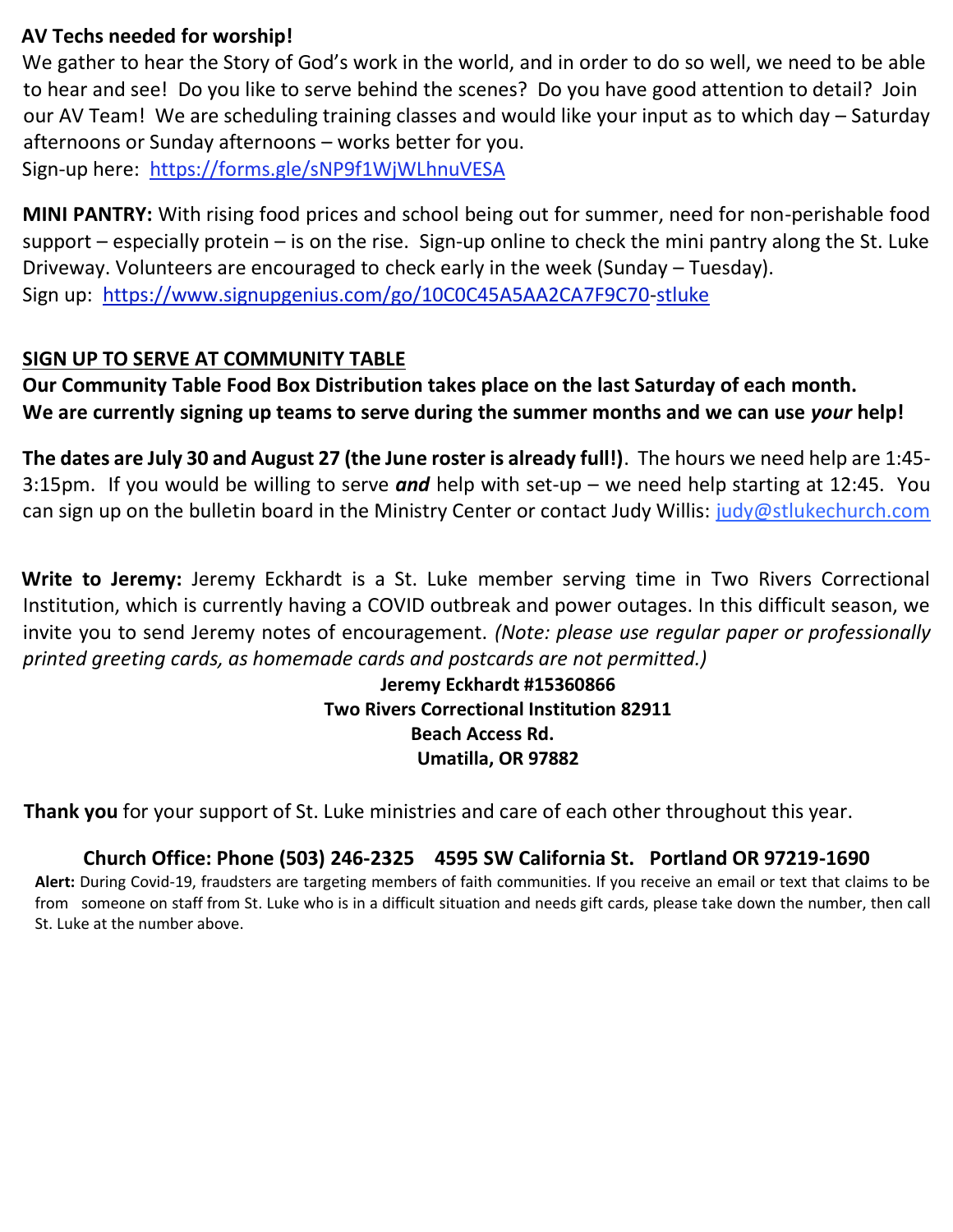**AV Techs needed for worship!**
We gather to hear the Story of God's work in the world, and in order to do so well, we need to be able to hear and see! Do you like to serve behind the scenes? Do you have good attention to detail? Join our AV Team! We are scheduling training classes and would like your input as to which day – Saturday afternoons or Sunday afternoons – works better for you.
Sign-up here: https://forms.gle/sNP9f1WjWLhnuVESA

**MINI PANTRY:** With rising food prices and school being out for summer, need for non-perishable food support – especially protein – is on the rise. Sign-up online to check the mini pantry along the St. Luke Driveway. Volunteers are encouraged to check early in the week (Sunday – Tuesday).
Sign up: https://www.signupgenius.com/go/10C0C45A5AA2CA7F9C70-stluke

**SIGN UP TO SERVE AT COMMUNITY TABLE**

**Our Community Table Food Box Distribution takes place on the last Saturday of each month. We are currently signing up teams to serve during the summer months and we can use *your* help!**

**The dates are July 30 and August 27 (the June roster is already full!)**. The hours we need help are 1:45-3:15pm. If you would be willing to serve ***and*** help with set-up – we need help starting at 12:45. You can sign up on the bulletin board in the Ministry Center or contact Judy Willis: judy@stlukechurch.com

**Write to Jeremy:** Jeremy Eckhardt is a St. Luke member serving time in Two Rivers Correctional Institution, which is currently having a COVID outbreak and power outages. In this difficult season, we invite you to send Jeremy notes of encouragement. *(Note: please use regular paper or professionally printed greeting cards, as homemade cards and postcards are not permitted.)*

**Jeremy Eckhardt #15360866**
**Two Rivers Correctional Institution 82911**
**Beach Access Rd.**
**Umatilla, OR 97882**

**Thank you** for your support of St. Luke ministries and care of each other throughout this year.

**Church Office: Phone (503) 246-2325 4595 SW California St. Portland OR 97219-1690**

**Alert:** During Covid-19, fraudsters are targeting members of faith communities. If you receive an email or text that claims to be from someone on staff from St. Luke who is in a difficult situation and needs gift cards, please take down the number, then call St. Luke at the number above.